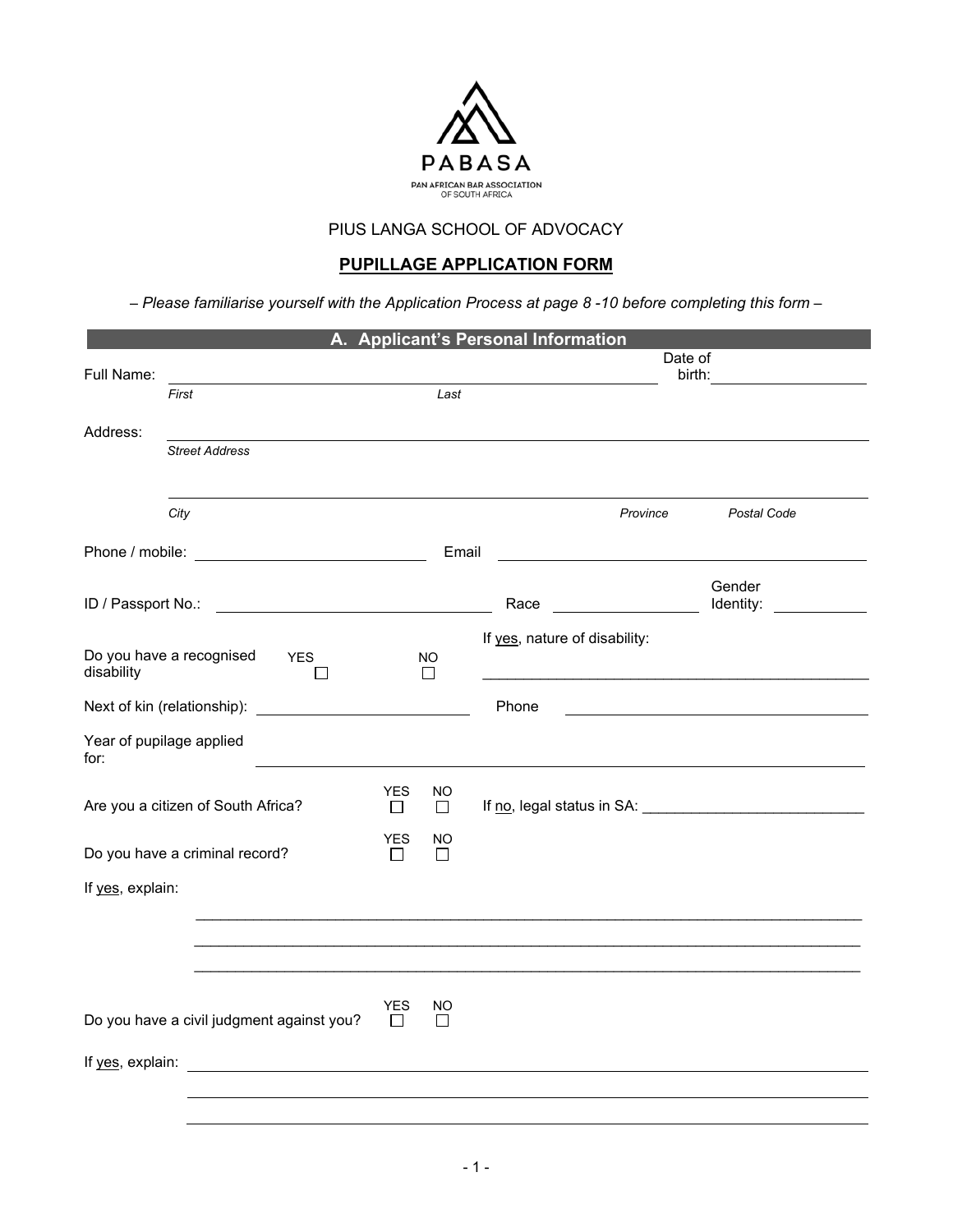PABASA

PAN AFRICAN BAR ASSOCIATION OF SOUTH AFRICA

PIUS LANGA SCHOOL OF ADVOCACY

# PUPILLAGE APPLICATION FORM

*– Please familiarise yourself with the Application Process at page 8 -10 before completing this form –*

## A. Applicant's Personal Information

Full Name: ______________________________________________ Date of birth: ________________
*First* *Last*

Address: ______________________________________________________________________
*Street Address*

______________________________________________________________________
*City* *Province* *Postal Code*

Phone / mobile: ________________________ Email ________________________________

ID / Passport No.: ________________________ Race ________________ Gender Identity: ____________

Do you have a recognised disability YES ☐ NO ☐ If yes, nature of disability: ________________________________

Next of kin (relationship): ________________________ Phone ________________________________

Year of pupilage applied for: ____________________________________________________________

Are you a citizen of South Africa? YES ☐ NO ☐ If no, legal status in SA: ________________________

Do you have a criminal record? YES ☐ NO ☐

If yes, explain:

______________________________________________________________________

______________________________________________________________________

______________________________________________________________________

Do you have a civil judgment against you? YES ☐ NO ☐

If yes, explain: ______________________________________________________________________

______________________________________________________________________

______________________________________________________________________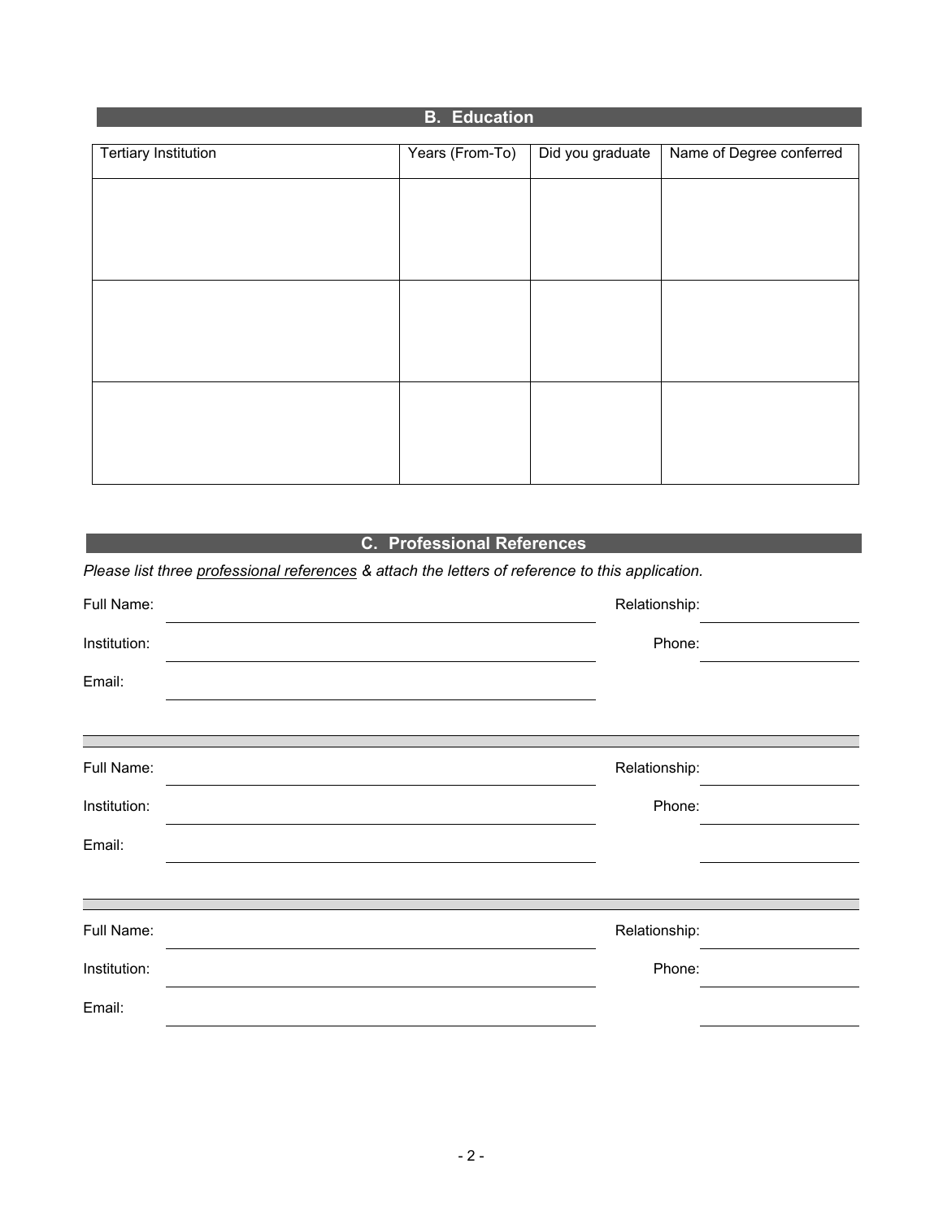## B. Education

| Tertiary Institution | Years (From-To) | Did you graduate | Name of Degree conferred |
|---|---|---|---|
| | | | |
| | | | |
| | | | |

## C. Professional References

*Please list three <u>professional references</u> & attach the letters of reference to this application.*

Full Name: ______________________ Relationship: ______________

Institution: ______________________ Phone: ______________

Email: ______________________

---

Full Name: ______________________ Relationship: ______________

Institution: ______________________ Phone: ______________

Email: ______________________ ______________

---

Full Name: ______________________ Relationship: ______________

Institution: ______________________ Phone: ______________

Email: ______________________ ______________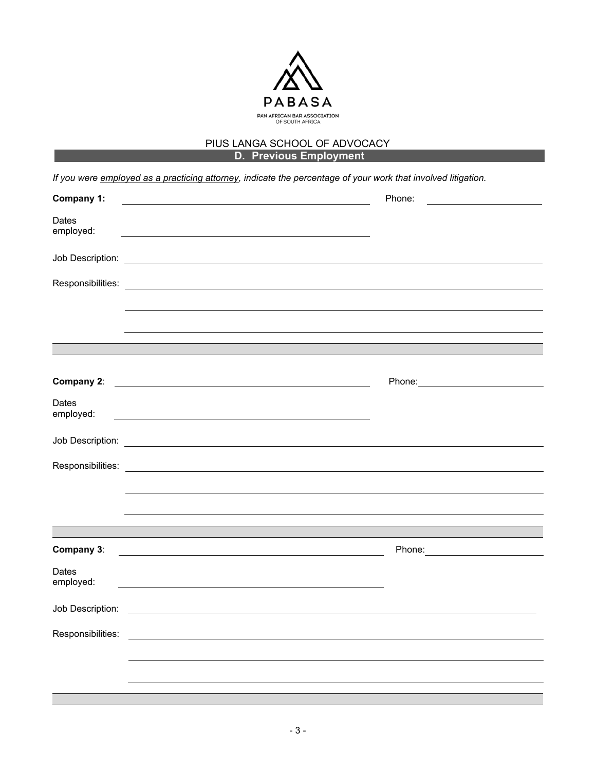PABASA

PAN AFRICAN BAR ASSOCIATION OF SOUTH AFRICA

PIUS LANGA SCHOOL OF ADVOCACY

## D. Previous Employment

*If you were employed as a practicing attorney, indicate the percentage of your work that involved litigation.*

**Company 1:** ______________________________ Phone: ______________

Dates employed: ______________________________

Job Description: ______________________________

Responsibilities: ______________________________

______________________________

______________________________

**Company 2**: ______________________________ Phone: ______________

Dates employed: ______________________________

Job Description: ______________________________

Responsibilities: ______________________________

______________________________

______________________________

**Company 3**: ______________________________ Phone: ______________

Dates employed: ______________________________

Job Description: ______________________________

Responsibilities: ______________________________

______________________________

______________________________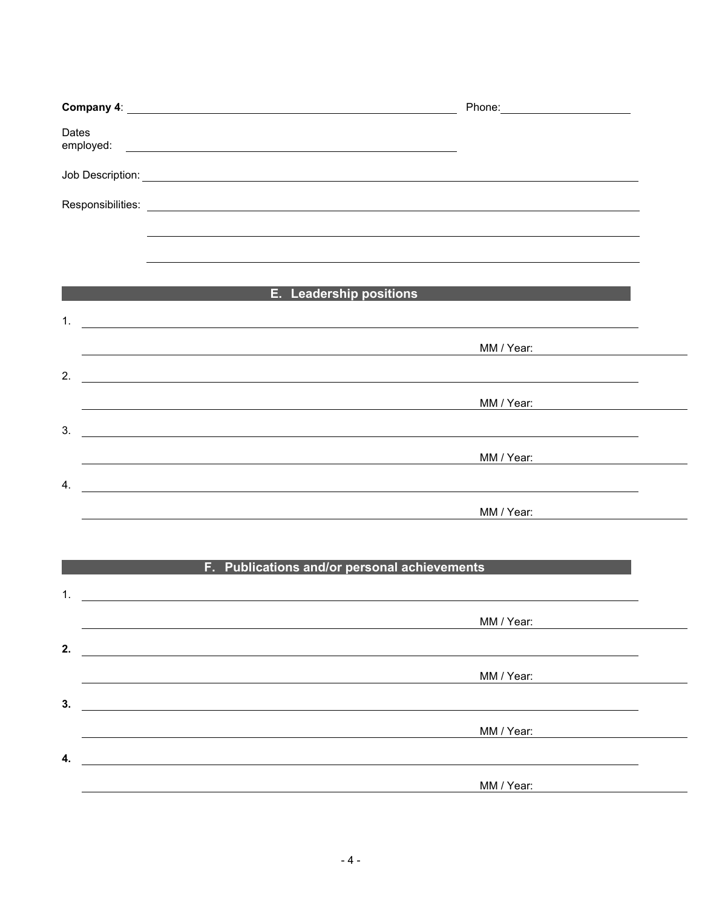**Company 4**: ______________________________________________ Phone: ____________________

Dates employed: ______________________________________________

Job Description: ______________________________________________

Responsibilities: ______________________________________________

______________________________________________

______________________________________________

## E. Leadership positions

1. ______________________________________________

______________________________________________ MM / Year: ____________________

2. ______________________________________________

______________________________________________ MM / Year: ____________________

3. ______________________________________________

______________________________________________ MM / Year: ____________________

4. ______________________________________________

______________________________________________ MM / Year: ____________________

## F. Publications and/or personal achievements

1. ______________________________________________

______________________________________________ MM / Year: ____________________

**2.** ______________________________________________

______________________________________________ MM / Year: ____________________

**3.** ______________________________________________

______________________________________________ MM / Year: ____________________

**4.** ______________________________________________

______________________________________________ MM / Year: ____________________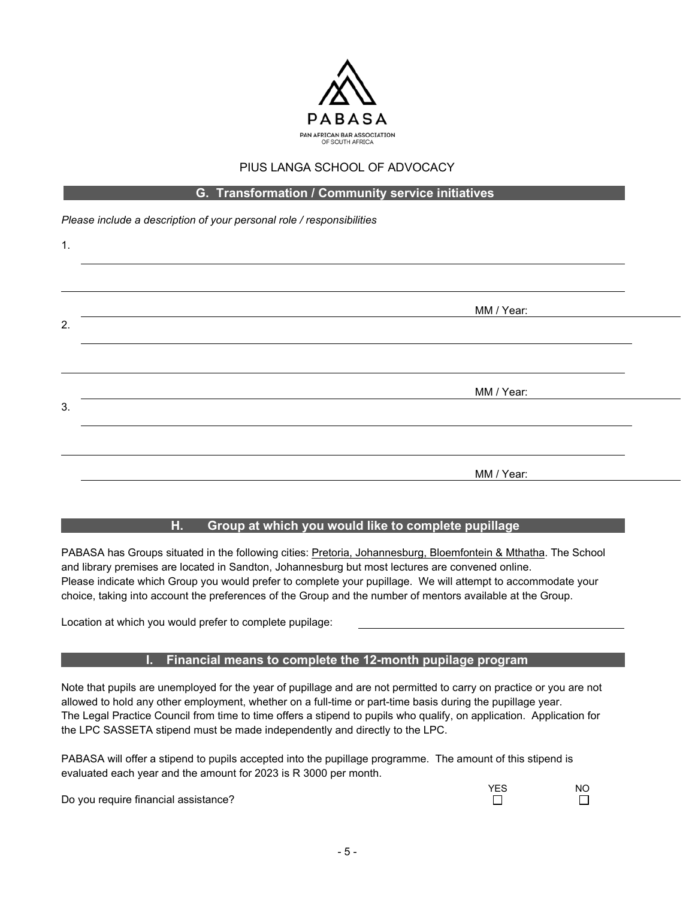PABASA

PAN AFRICAN BAR ASSOCIATION OF SOUTH AFRICA

PIUS LANGA SCHOOL OF ADVOCACY

## G. Transformation / Community service initiatives

*Please include a description of your personal role / responsibilities*

1. 

MM / Year:

2. 

MM / Year:

3. 

MM / Year:

## H. Group at which you would like to complete pupillage

PABASA has Groups situated in the following cities: Pretoria, Johannesburg, Bloemfontein & Mthatha. The School and library premises are located in Sandton, Johannesburg but most lectures are convened online. Please indicate which Group you would prefer to complete your pupillage. We will attempt to accommodate your choice, taking into account the preferences of the Group and the number of mentors available at the Group.

Location at which you would prefer to complete pupilage: ____________________

## I. Financial means to complete the 12-month pupilage program

Note that pupils are unemployed for the year of pupillage and are not permitted to carry on practice or you are not allowed to hold any other employment, whether on a full-time or part-time basis during the pupillage year. The Legal Practice Council from time to time offers a stipend to pupils who qualify, on application. Application for the LPC SASSETA stipend must be made independently and directly to the LPC.

PABASA will offer a stipend to pupils accepted into the pupillage programme. The amount of this stipend is evaluated each year and the amount for 2023 is R 3000 per month.

Do you require financial assistance? YES ☐ NO ☐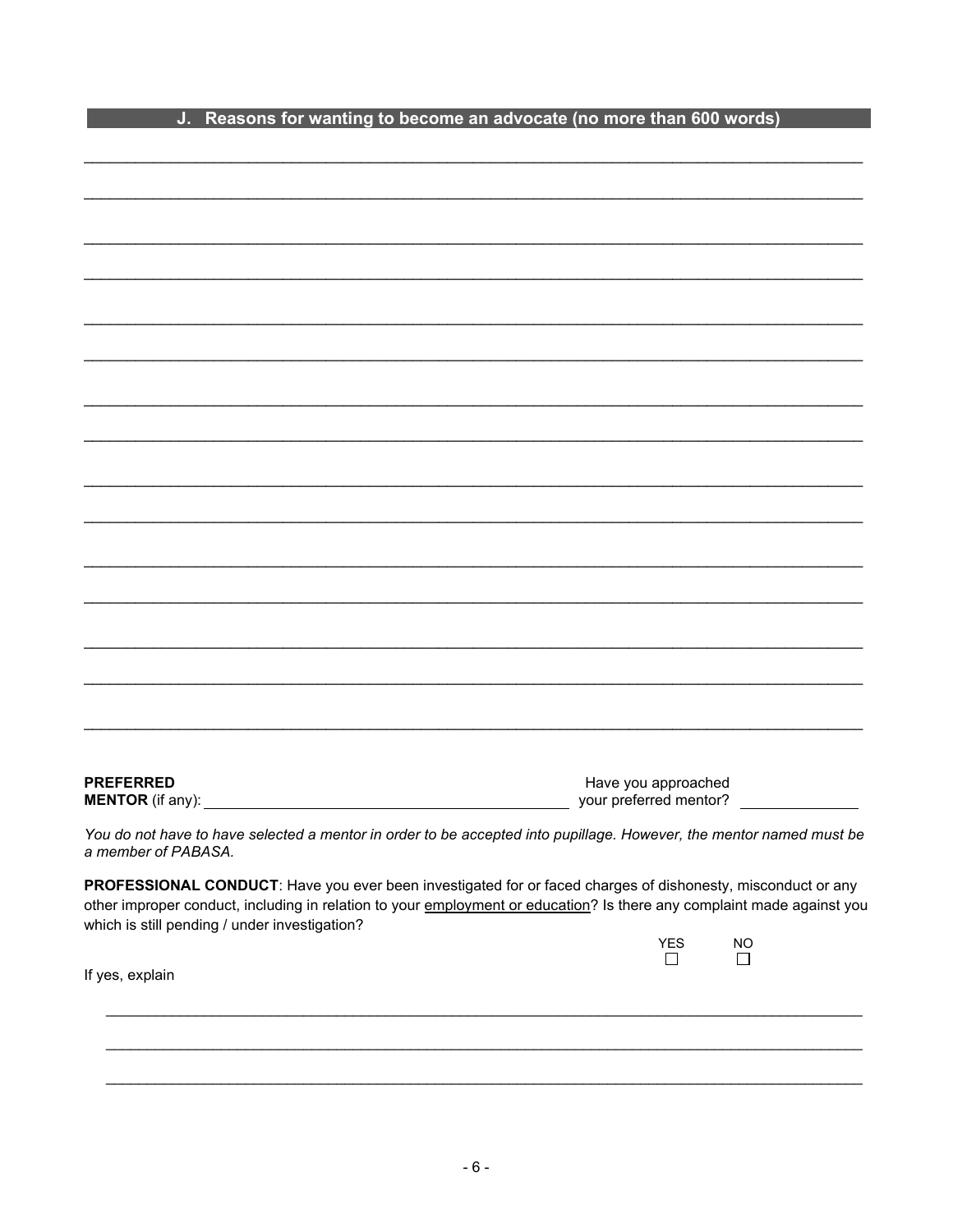## J. Reasons for wanting to become an advocate (no more than 600 words)

\_\_\_\_\_\_\_\_\_\_\_\_\_\_\_\_\_\_\_\_\_\_\_\_\_\_\_\_\_\_\_\_\_\_\_\_\_\_\_\_\_\_\_\_\_\_\_\_\_\_\_\_\_\_\_\_\_\_\_\_\_\_\_\_\_\_\_\_\_\_\_\_\_\_\_\_\_\_

\_\_\_\_\_\_\_\_\_\_\_\_\_\_\_\_\_\_\_\_\_\_\_\_\_\_\_\_\_\_\_\_\_\_\_\_\_\_\_\_\_\_\_\_\_\_\_\_\_\_\_\_\_\_\_\_\_\_\_\_\_\_\_\_\_\_\_\_\_\_\_\_\_\_\_\_\_\_

\_\_\_\_\_\_\_\_\_\_\_\_\_\_\_\_\_\_\_\_\_\_\_\_\_\_\_\_\_\_\_\_\_\_\_\_\_\_\_\_\_\_\_\_\_\_\_\_\_\_\_\_\_\_\_\_\_\_\_\_\_\_\_\_\_\_\_\_\_\_\_\_\_\_\_\_\_\_

\_\_\_\_\_\_\_\_\_\_\_\_\_\_\_\_\_\_\_\_\_\_\_\_\_\_\_\_\_\_\_\_\_\_\_\_\_\_\_\_\_\_\_\_\_\_\_\_\_\_\_\_\_\_\_\_\_\_\_\_\_\_\_\_\_\_\_\_\_\_\_\_\_\_\_\_\_\_

\_\_\_\_\_\_\_\_\_\_\_\_\_\_\_\_\_\_\_\_\_\_\_\_\_\_\_\_\_\_\_\_\_\_\_\_\_\_\_\_\_\_\_\_\_\_\_\_\_\_\_\_\_\_\_\_\_\_\_\_\_\_\_\_\_\_\_\_\_\_\_\_\_\_\_\_\_\_

\_\_\_\_\_\_\_\_\_\_\_\_\_\_\_\_\_\_\_\_\_\_\_\_\_\_\_\_\_\_\_\_\_\_\_\_\_\_\_\_\_\_\_\_\_\_\_\_\_\_\_\_\_\_\_\_\_\_\_\_\_\_\_\_\_\_\_\_\_\_\_\_\_\_\_\_\_\_

\_\_\_\_\_\_\_\_\_\_\_\_\_\_\_\_\_\_\_\_\_\_\_\_\_\_\_\_\_\_\_\_\_\_\_\_\_\_\_\_\_\_\_\_\_\_\_\_\_\_\_\_\_\_\_\_\_\_\_\_\_\_\_\_\_\_\_\_\_\_\_\_\_\_\_\_\_\_

\_\_\_\_\_\_\_\_\_\_\_\_\_\_\_\_\_\_\_\_\_\_\_\_\_\_\_\_\_\_\_\_\_\_\_\_\_\_\_\_\_\_\_\_\_\_\_\_\_\_\_\_\_\_\_\_\_\_\_\_\_\_\_\_\_\_\_\_\_\_\_\_\_\_\_\_\_\_

\_\_\_\_\_\_\_\_\_\_\_\_\_\_\_\_\_\_\_\_\_\_\_\_\_\_\_\_\_\_\_\_\_\_\_\_\_\_\_\_\_\_\_\_\_\_\_\_\_\_\_\_\_\_\_\_\_\_\_\_\_\_\_\_\_\_\_\_\_\_\_\_\_\_\_\_\_\_

\_\_\_\_\_\_\_\_\_\_\_\_\_\_\_\_\_\_\_\_\_\_\_\_\_\_\_\_\_\_\_\_\_\_\_\_\_\_\_\_\_\_\_\_\_\_\_\_\_\_\_\_\_\_\_\_\_\_\_\_\_\_\_\_\_\_\_\_\_\_\_\_\_\_\_\_\_\_

\_\_\_\_\_\_\_\_\_\_\_\_\_\_\_\_\_\_\_\_\_\_\_\_\_\_\_\_\_\_\_\_\_\_\_\_\_\_\_\_\_\_\_\_\_\_\_\_\_\_\_\_\_\_\_\_\_\_\_\_\_\_\_\_\_\_\_\_\_\_\_\_\_\_\_\_\_\_

\_\_\_\_\_\_\_\_\_\_\_\_\_\_\_\_\_\_\_\_\_\_\_\_\_\_\_\_\_\_\_\_\_\_\_\_\_\_\_\_\_\_\_\_\_\_\_\_\_\_\_\_\_\_\_\_\_\_\_\_\_\_\_\_\_\_\_\_\_\_\_\_\_\_\_\_\_\_

\_\_\_\_\_\_\_\_\_\_\_\_\_\_\_\_\_\_\_\_\_\_\_\_\_\_\_\_\_\_\_\_\_\_\_\_\_\_\_\_\_\_\_\_\_\_\_\_\_\_\_\_\_\_\_\_\_\_\_\_\_\_\_\_\_\_\_\_\_\_\_\_\_\_\_\_\_\_

\_\_\_\_\_\_\_\_\_\_\_\_\_\_\_\_\_\_\_\_\_\_\_\_\_\_\_\_\_\_\_\_\_\_\_\_\_\_\_\_\_\_\_\_\_\_\_\_\_\_\_\_\_\_\_\_\_\_\_\_\_\_\_\_\_\_\_\_\_\_\_\_\_\_\_\_\_\_

\_\_\_\_\_\_\_\_\_\_\_\_\_\_\_\_\_\_\_\_\_\_\_\_\_\_\_\_\_\_\_\_\_\_\_\_\_\_\_\_\_\_\_\_\_\_\_\_\_\_\_\_\_\_\_\_\_\_\_\_\_\_\_\_\_\_\_\_\_\_\_\_\_\_\_\_\_\_

**PREFERRED MENTOR** (if any): \_\_\_\_\_\_\_\_\_\_\_\_\_\_\_\_\_\_\_\_\_\_\_\_\_\_\_\_\_\_\_\_ Have you approached your preferred mentor? \_\_\_\_\_\_\_\_\_\_

*You do not have to have selected a mentor in order to be accepted into pupillage. However, the mentor named must be a member of PABASA.*

**PROFESSIONAL CONDUCT**: Have you ever been investigated for or faced charges of dishonesty, misconduct or any other improper conduct, including in relation to your <u>employment or education</u>? Is there any complaint made against you which is still pending / under investigation?

YES ☐ NO ☐

If yes, explain

\_\_\_\_\_\_\_\_\_\_\_\_\_\_\_\_\_\_\_\_\_\_\_\_\_\_\_\_\_\_\_\_\_\_\_\_\_\_\_\_\_\_\_\_\_\_\_\_\_\_\_\_\_\_\_\_\_\_\_\_\_\_\_\_\_\_\_\_\_\_\_\_\_\_\_\_\_\_

\_\_\_\_\_\_\_\_\_\_\_\_\_\_\_\_\_\_\_\_\_\_\_\_\_\_\_\_\_\_\_\_\_\_\_\_\_\_\_\_\_\_\_\_\_\_\_\_\_\_\_\_\_\_\_\_\_\_\_\_\_\_\_\_\_\_\_\_\_\_\_\_\_\_\_\_\_\_

\_\_\_\_\_\_\_\_\_\_\_\_\_\_\_\_\_\_\_\_\_\_\_\_\_\_\_\_\_\_\_\_\_\_\_\_\_\_\_\_\_\_\_\_\_\_\_\_\_\_\_\_\_\_\_\_\_\_\_\_\_\_\_\_\_\_\_\_\_\_\_\_\_\_\_\_\_\_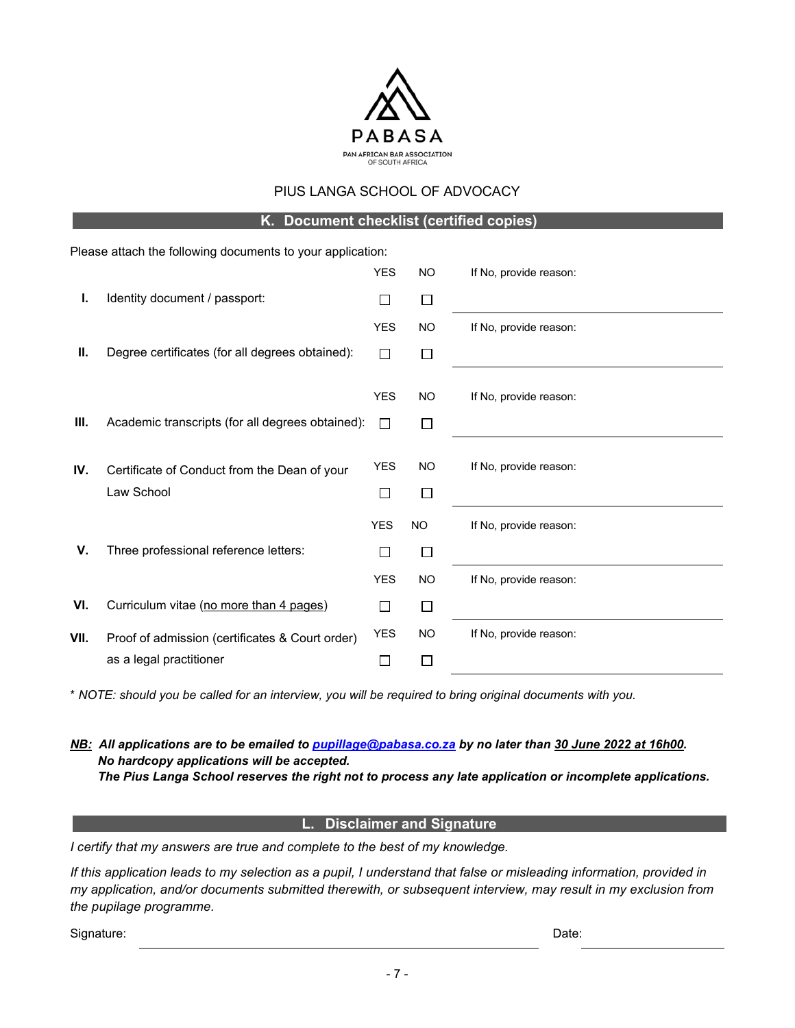PABASA

PAN AFRICAN BAR ASSOCIATION OF SOUTH AFRICA

PIUS LANGA SCHOOL OF ADVOCACY

## K. Document checklist (certified copies)

Please attach the following documents to your application:

| | | YES | NO | If No, provide reason: |
|---|---|---|---|---|
| **I.** | Identity document / passport: | ☐ | ☐ | |
| **II.** | Degree certificates (for all degrees obtained): | ☐ | ☐ | |
| **III.** | Academic transcripts (for all degrees obtained): | ☐ | ☐ | |
| **IV.** | Certificate of Conduct from the Dean of your Law School | ☐ | ☐ | |
| **V.** | Three professional reference letters: | ☐ | ☐ | |
| **VI.** | Curriculum vitae (<u>no more than 4 pages</u>) | ☐ | ☐ | |
| **VII.** | Proof of admission (certificates & Court order) as a legal practitioner | ☐ | ☐ | |

*\* NOTE: should you be called for an interview, you will be required to bring original documents with you.*

***<u>NB:</u> All applications are to be emailed to <u>pupillage@pabasa.co.za</u> by no later than <u>30 June 2022 at 16h00</u>.***
***No hardcopy applications will be accepted.***
***The Pius Langa School reserves the right not to process any late application or incomplete applications.***

## L. Disclaimer and Signature

*I certify that my answers are true and complete to the best of my knowledge.*

*If this application leads to my selection as a pupil, I understand that false or misleading information, provided in my application, and/or documents submitted therewith, or subsequent interview, may result in my exclusion from the pupilage programme.*

Signature: ______________________________ Date: ______________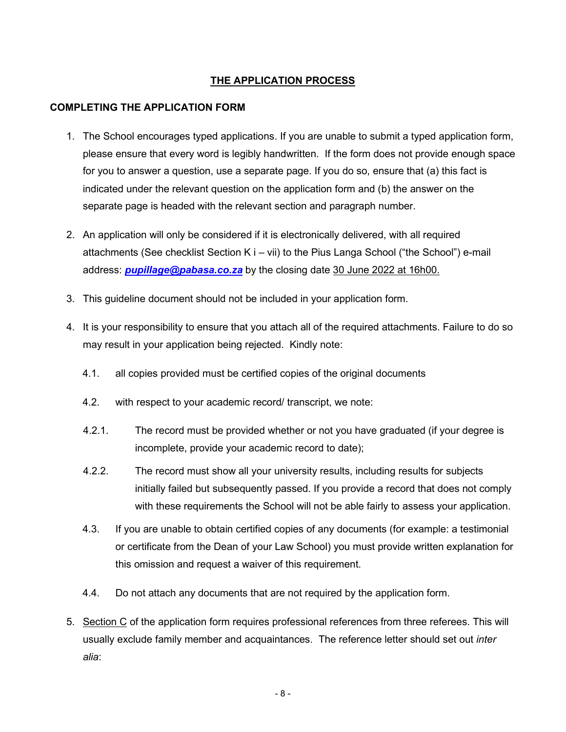## <u>THE APPLICATION PROCESS</u>

### COMPLETING THE APPLICATION FORM

1. The School encourages typed applications. If you are unable to submit a typed application form, please ensure that every word is legibly handwritten. If the form does not provide enough space for you to answer a question, use a separate page. If you do so, ensure that (a) this fact is indicated under the relevant question on the application form and (b) the answer on the separate page is headed with the relevant section and paragraph number.

2. An application will only be considered if it is electronically delivered, with all required attachments (See checklist Section K i – vii) to the Pius Langa School ("the School") e-mail address: ***pupillage@pabasa.co.za*** by the closing date <u>30 June 2022 at 16h00.</u>

3. This guideline document should not be included in your application form.

4. It is your responsibility to ensure that you attach all of the required attachments. Failure to do so may result in your application being rejected. Kindly note:

   4.1. all copies provided must be certified copies of the original documents

   4.2. with respect to your academic record/ transcript, we note:

   4.2.1. The record must be provided whether or not you have graduated (if your degree is incomplete, provide your academic record to date);

   4.2.2. The record must show all your university results, including results for subjects initially failed but subsequently passed. If you provide a record that does not comply with these requirements the School will not be able fairly to assess your application.

   4.3. If you are unable to obtain certified copies of any documents (for example: a testimonial or certificate from the Dean of your Law School) you must provide written explanation for this omission and request a waiver of this requirement.

   4.4. Do not attach any documents that are not required by the application form.

5. <u>Section C</u> of the application form requires professional references from three referees. This will usually exclude family member and acquaintances. The reference letter should set out *inter alia*: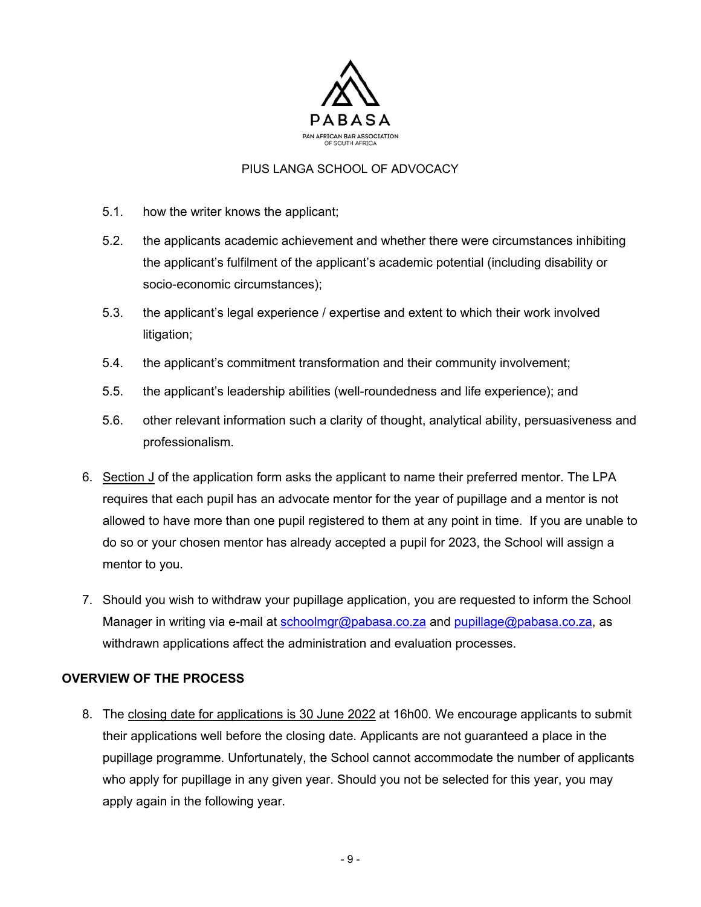5.1. how the writer knows the applicant;

5.2. the applicants academic achievement and whether there were circumstances inhibiting the applicant's fulfilment of the applicant's academic potential (including disability or socio-economic circumstances);

5.3. the applicant's legal experience / expertise and extent to which their work involved litigation;

5.4. the applicant's commitment transformation and their community involvement;

5.5. the applicant's leadership abilities (well-roundedness and life experience); and

5.6. other relevant information such a clarity of thought, analytical ability, persuasiveness and professionalism.

6. Section J of the application form asks the applicant to name their preferred mentor. The LPA requires that each pupil has an advocate mentor for the year of pupillage and a mentor is not allowed to have more than one pupil registered to them at any point in time. If you are unable to do so or your chosen mentor has already accepted a pupil for 2023, the School will assign a mentor to you.

7. Should you wish to withdraw your pupillage application, you are requested to inform the School Manager in writing via e-mail at schoolmgr@pabasa.co.za and pupillage@pabasa.co.za, as withdrawn applications affect the administration and evaluation processes.

**OVERVIEW OF THE PROCESS**

8. The closing date for applications is 30 June 2022 at 16h00. We encourage applicants to submit their applications well before the closing date. Applicants are not guaranteed a place in the pupillage programme. Unfortunately, the School cannot accommodate the number of applicants who apply for pupillage in any given year. Should you not be selected for this year, you may apply again in the following year.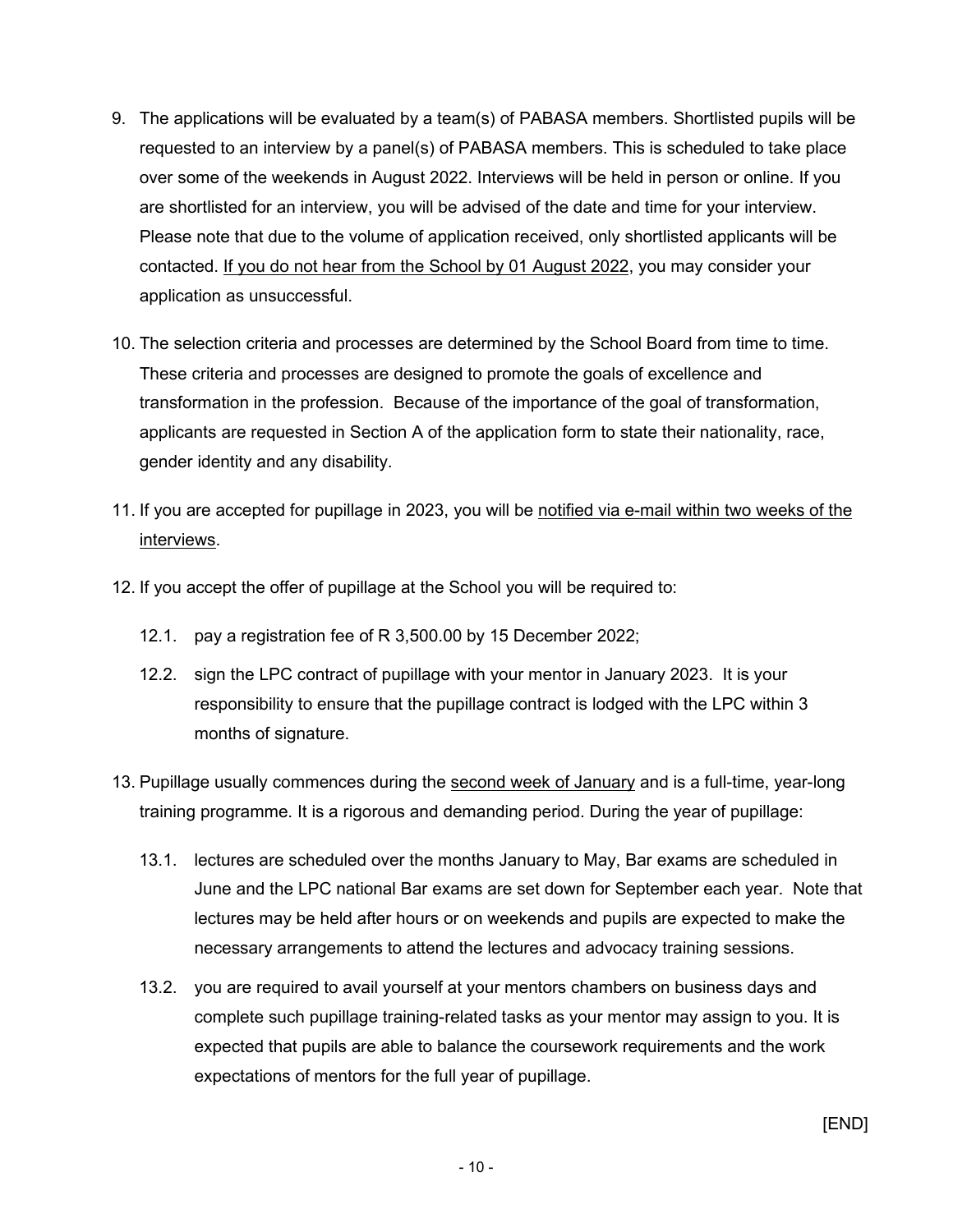9. The applications will be evaluated by a team(s) of PABASA members. Shortlisted pupils will be requested to an interview by a panel(s) of PABASA members. This is scheduled to take place over some of the weekends in August 2022. Interviews will be held in person or online. If you are shortlisted for an interview, you will be advised of the date and time for your interview. Please note that due to the volume of application received, only shortlisted applicants will be contacted. <u>If you do not hear from the School by 01 August 2022</u>, you may consider your application as unsuccessful.

10. The selection criteria and processes are determined by the School Board from time to time. These criteria and processes are designed to promote the goals of excellence and transformation in the profession. Because of the importance of the goal of transformation, applicants are requested in Section A of the application form to state their nationality, race, gender identity and any disability.

11. If you are accepted for pupillage in 2023, you will be <u>notified via e-mail within two weeks of the interviews</u>.

12. If you accept the offer of pupillage at the School you will be required to:

    12.1. pay a registration fee of R 3,500.00 by 15 December 2022;

    12.2. sign the LPC contract of pupillage with your mentor in January 2023. It is your responsibility to ensure that the pupillage contract is lodged with the LPC within 3 months of signature.

13. Pupillage usually commences during the <u>second week of January</u> and is a full-time, year-long training programme. It is a rigorous and demanding period. During the year of pupillage:

    13.1. lectures are scheduled over the months January to May, Bar exams are scheduled in June and the LPC national Bar exams are set down for September each year. Note that lectures may be held after hours or on weekends and pupils are expected to make the necessary arrangements to attend the lectures and advocacy training sessions.

    13.2. you are required to avail yourself at your mentors chambers on business days and complete such pupillage training-related tasks as your mentor may assign to you. It is expected that pupils are able to balance the coursework requirements and the work expectations of mentors for the full year of pupillage.

[END]